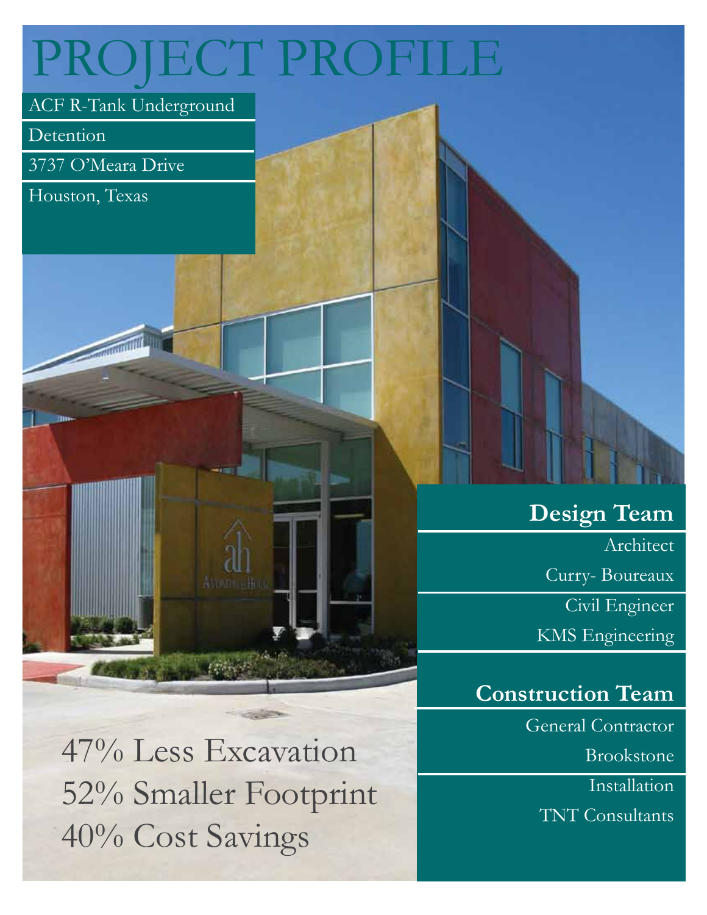# PROJECT PROFILE

ACF R-Tank Underground

Detention

3737 O'Meara Drive

Houston, Texas

47% Less Excavation
52% Smaller Footprint
40% Cost Savings

## Design Team

Architect

Curry- Boureaux

Civil Engineer

KMS Engineering

## Construction Team

General Contractor

Brookstone

Installation

TNT Consultants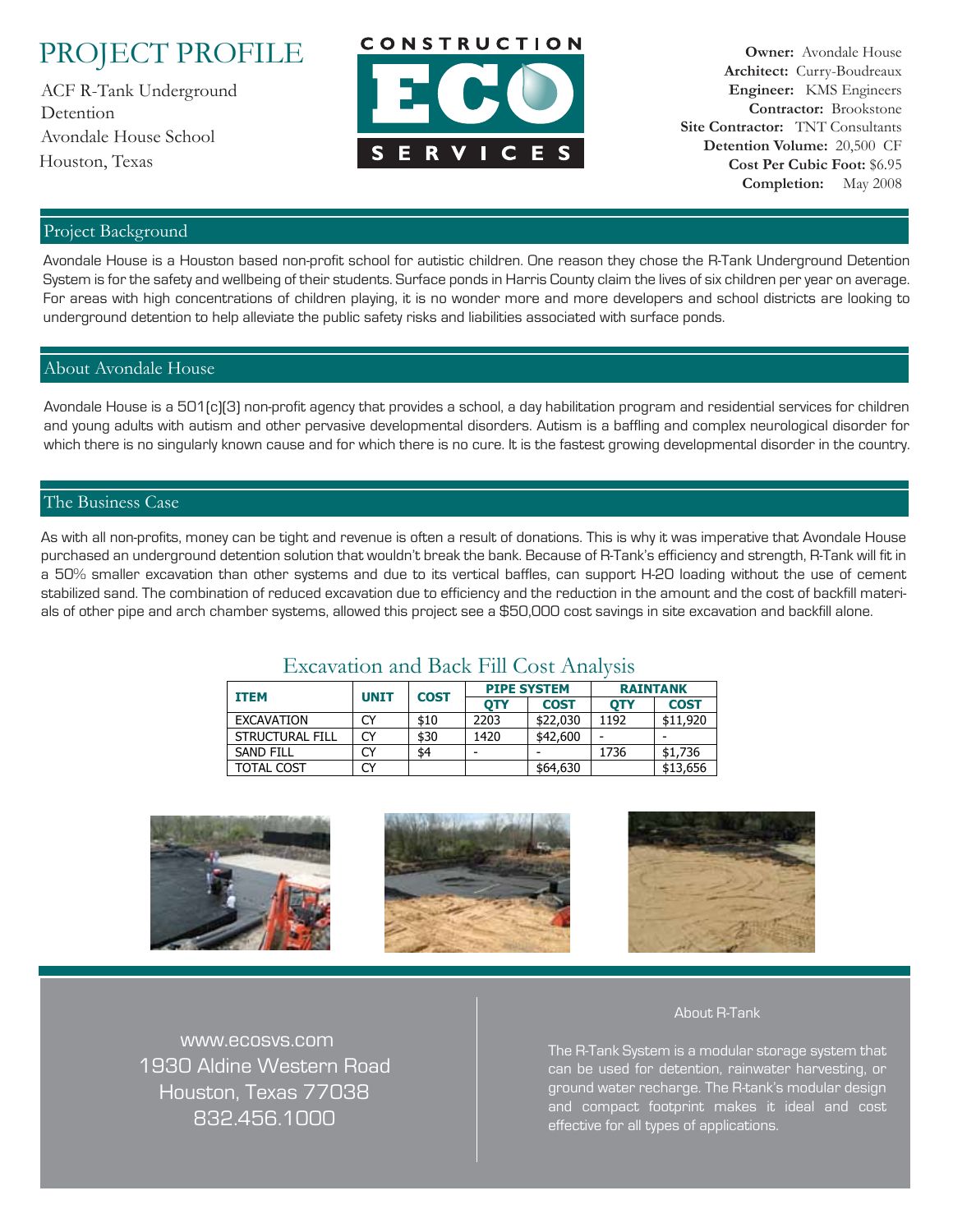# PROJECT PROFILE

ACF R-Tank Underground Detention
Avondale House School
Houston, Texas

CONSTRUCTION ECO SERVICES

**Owner:** Avondale House
**Architect:** Curry-Boudreaux
**Engineer:** KMS Engineers
**Contractor:** Brookstone
**Site Contractor:** TNT Consultants
**Detention Volume:** 20,500 CF
**Cost Per Cubic Foot:** $6.95
**Completion:** May 2008

## Project Background

Avondale House is a Houston based non-profit school for autistic children. One reason they chose the R-Tank Underground Detention System is for the safety and wellbeing of their students. Surface ponds in Harris County claim the lives of six children per year on average. For areas with high concentrations of children playing, it is no wonder more and more developers and school districts are looking to underground detention to help alleviate the public safety risks and liabilities associated with surface ponds.

## About Avondale House

Avondale House is a 501(c)(3) non-profit agency that provides a school, a day habilitation program and residential services for children and young adults with autism and other pervasive developmental disorders. Autism is a baffling and complex neurological disorder for which there is no singularly known cause and for which there is no cure. It is the fastest growing developmental disorder in the country.

## The Business Case

As with all non-profits, money can be tight and revenue is often a result of donations. This is why it was imperative that Avondale House purchased an underground detention solution that wouldn't break the bank. Because of R-Tank's efficiency and strength, R-Tank will fit in a 50% smaller excavation than other systems and due to its vertical baffles, can support H-20 loading without the use of cement stabilized sand. The combination of reduced excavation due to efficiency and the reduction in the amount and the cost of backfill materials of other pipe and arch chamber systems, allowed this project see a $50,000 cost savings in site excavation and backfill alone.

### Excavation and Back Fill Cost Analysis

| ITEM | UNIT | COST | PIPE SYSTEM | | RAINTANK | |
|---|---|---|---|---|---|---|
| | | | QTY | COST | QTY | COST |
| EXCAVATION | CY | $10 | 2203 | $22,030 | 1192 | $11,920 |
| STRUCTURAL FILL | CY | $30 | 1420 | $42,600 | - | - |
| SAND FILL | CY | $4 | - | - | 1736 | $1,736 |
| TOTAL COST | CY | | | $64,630 | | $13,656 |

www.ecosvs.com
1930 Aldine Western Road
Houston, Texas 77038
832.456.1000

### About R-Tank

The R-Tank System is a modular storage system that can be used for detention, rainwater harvesting, or ground water recharge. The R-tank's modular design and compact footprint makes it ideal and cost effective for all types of applications.